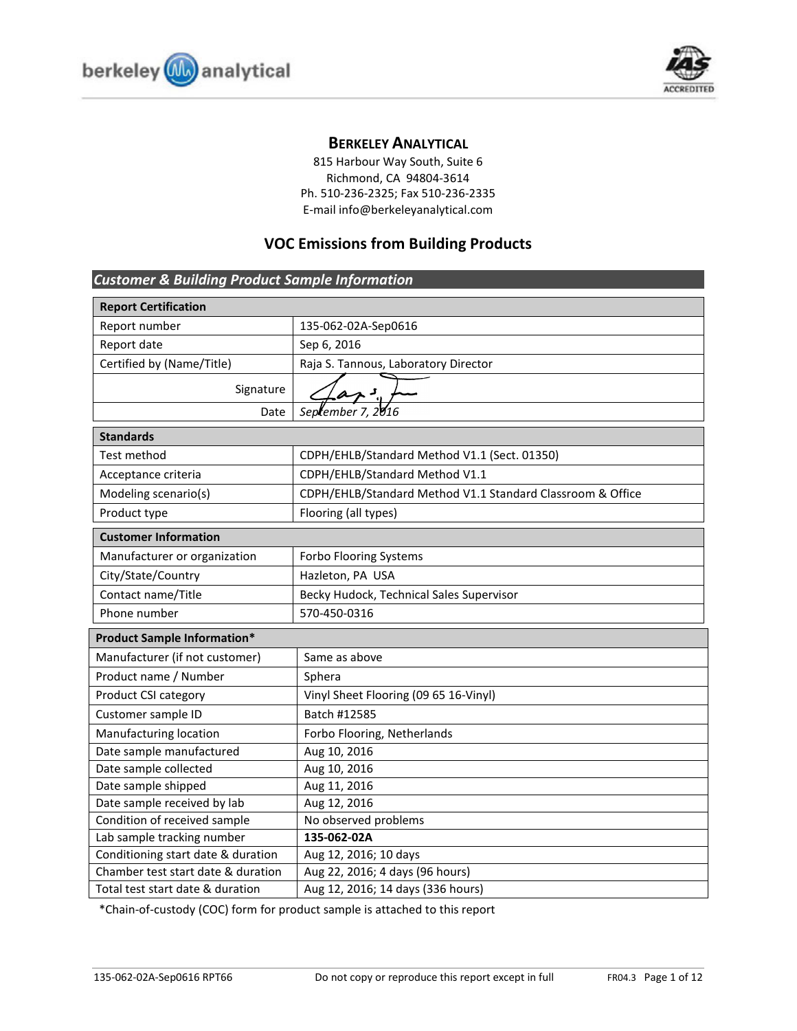# BERKELEY ANALYTICAL

815 Harbour Way South, Suite 6
Richmond, CA 94804-3614
Ph. 510-236-2325; Fax 510-236-2335
E-mail info@berkeleyanalytical.com

## VOC Emissions from Building Products

### *Customer & Building Product Sample Information*

| Report Certification | |
|---|---|
| Report number | 135-062-02A-Sep0616 |
| Report date | Sep 6, 2016 |
| Certified by (Name/Title) | Raja S. Tannous, Laboratory Director |
| Signature | |
| Date | *September 7, 2016* |

| Standards | |
|---|---|
| Test method | CDPH/EHLB/Standard Method V1.1 (Sect. 01350) |
| Acceptance criteria | CDPH/EHLB/Standard Method V1.1 |
| Modeling scenario(s) | CDPH/EHLB/Standard Method V1.1 Standard Classroom & Office |
| Product type | Flooring (all types) |

| Customer Information | |
|---|---|
| Manufacturer or organization | Forbo Flooring Systems |
| City/State/Country | Hazleton, PA USA |
| Contact name/Title | Becky Hudock, Technical Sales Supervisor |
| Phone number | 570-450-0316 |

| Product Sample Information* | |
|---|---|
| Manufacturer (if not customer) | Same as above |
| Product name / Number | Sphera |
| Product CSI category | Vinyl Sheet Flooring (09 65 16-Vinyl) |
| Customer sample ID | Batch #12585 |
| Manufacturing location | Forbo Flooring, Netherlands |
| Date sample manufactured | Aug 10, 2016 |
| Date sample collected | Aug 10, 2016 |
| Date sample shipped | Aug 11, 2016 |
| Date sample received by lab | Aug 12, 2016 |
| Condition of received sample | No observed problems |
| Lab sample tracking number | **135-062-02A** |
| Conditioning start date & duration | Aug 12, 2016; 10 days |
| Chamber test start date & duration | Aug 22, 2016; 4 days (96 hours) |
| Total test start date & duration | Aug 12, 2016; 14 days (336 hours) |

*Chain-of-custody (COC) form for product sample is attached to this report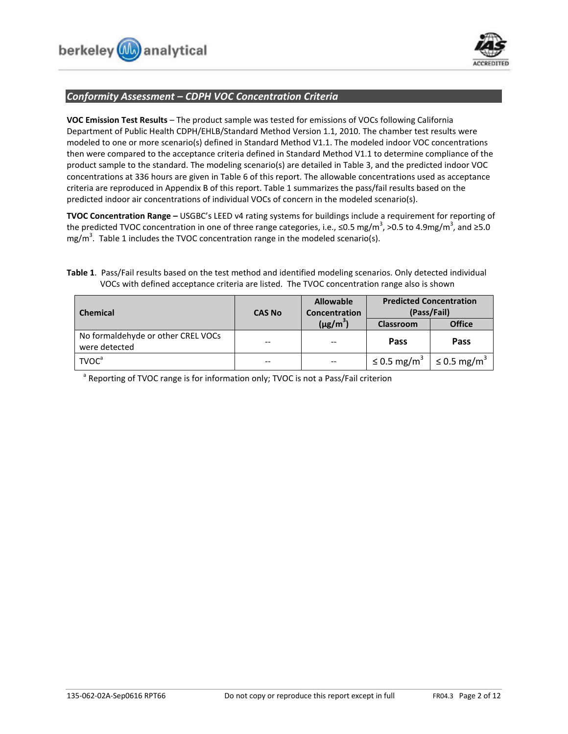## *Conformity Assessment – CDPH VOC Concentration Criteria*

**VOC Emission Test Results** – The product sample was tested for emissions of VOCs following California Department of Public Health CDPH/EHLB/Standard Method Version 1.1, 2010. The chamber test results were modeled to one or more scenario(s) defined in Standard Method V1.1. The modeled indoor VOC concentrations then were compared to the acceptance criteria defined in Standard Method V1.1 to determine compliance of the product sample to the standard. The modeling scenario(s) are detailed in Table 3, and the predicted indoor VOC concentrations at 336 hours are given in Table 6 of this report. The allowable concentrations used as acceptance criteria are reproduced in Appendix B of this report. Table 1 summarizes the pass/fail results based on the predicted indoor air concentrations of individual VOCs of concern in the modeled scenario(s).

**TVOC Concentration Range –** USGBC's LEED v4 rating systems for buildings include a requirement for reporting of the predicted TVOC concentration in one of three range categories, i.e., ≤0.5 mg/m$^3$, >0.5 to 4.9mg/m$^3$, and ≥5.0 mg/m$^3$. Table 1 includes the TVOC concentration range in the modeled scenario(s).

**Table 1**. Pass/Fail results based on the test method and identified modeling scenarios. Only detected individual VOCs with defined acceptance criteria are listed. The TVOC concentration range also is shown

| Chemical | CAS No | Allowable Concentration (μg/m$^3$) | Predicted Concentration (Pass/Fail) | |
|---|---|---|---|---|
| | | | Classroom | Office |
| No formaldehyde or other CREL VOCs were detected | -- | -- | **Pass** | **Pass** |
| TVOC[a] | -- | -- | ≤ 0.5 mg/m$^3$ | ≤ 0.5 mg/m$^3$ |

[a] Reporting of TVOC range is for information only; TVOC is not a Pass/Fail criterion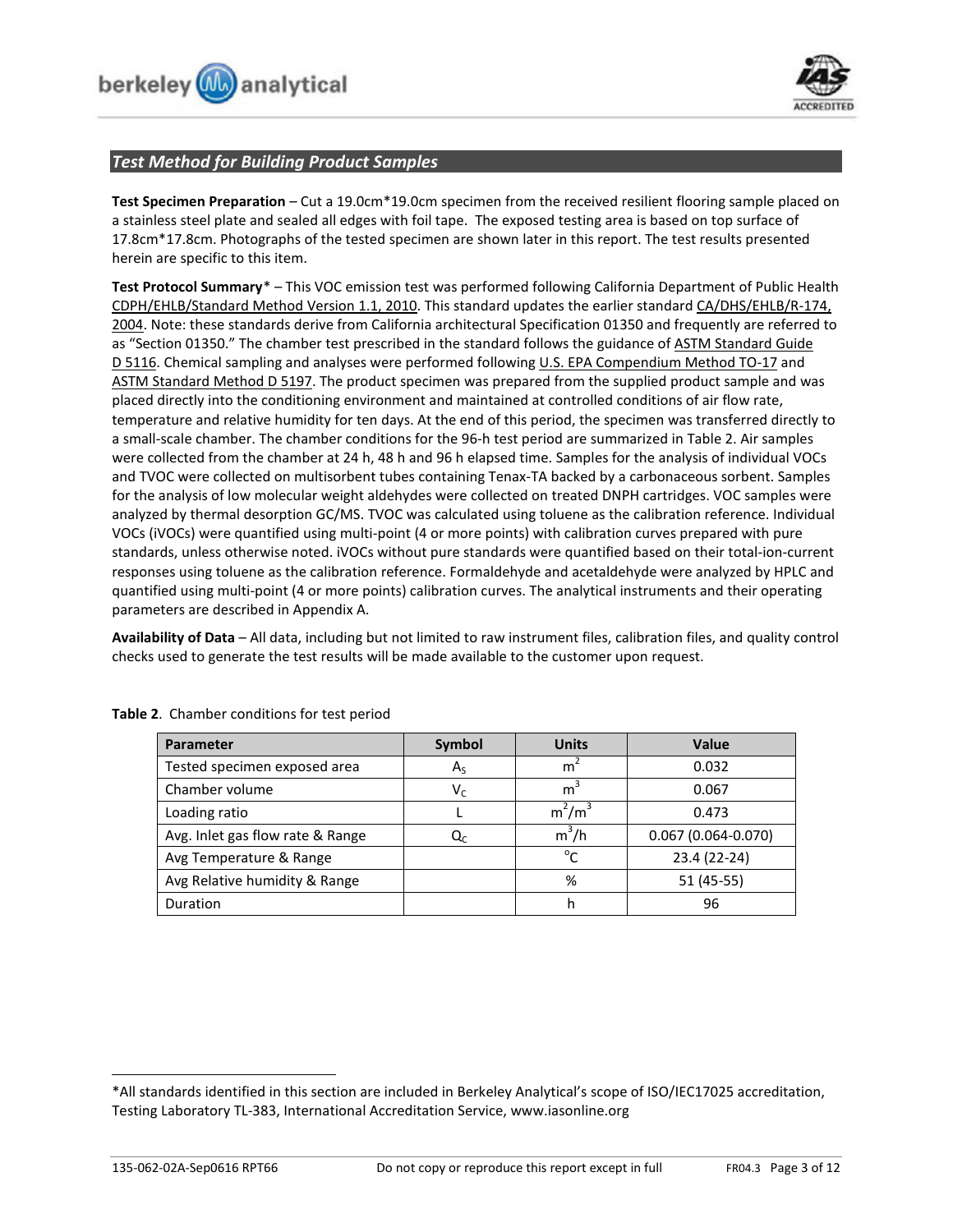## *Test Method for Building Product Samples*

**Test Specimen Preparation** – Cut a 19.0cm*19.0cm specimen from the received resilient flooring sample placed on a stainless steel plate and sealed all edges with foil tape. The exposed testing area is based on top surface of 17.8cm*17.8cm. Photographs of the tested specimen are shown later in this report. The test results presented herein are specific to this item.

**Test Protocol Summary*** – This VOC emission test was performed following California Department of Public Health CDPH/EHLB/Standard Method Version 1.1, 2010. This standard updates the earlier standard CA/DHS/EHLB/R-174, 2004. Note: these standards derive from California architectural Specification 01350 and frequently are referred to as "Section 01350." The chamber test prescribed in the standard follows the guidance of ASTM Standard Guide D 5116. Chemical sampling and analyses were performed following U.S. EPA Compendium Method TO-17 and ASTM Standard Method D 5197. The product specimen was prepared from the supplied product sample and was placed directly into the conditioning environment and maintained at controlled conditions of air flow rate, temperature and relative humidity for ten days. At the end of this period, the specimen was transferred directly to a small-scale chamber. The chamber conditions for the 96-h test period are summarized in Table 2. Air samples were collected from the chamber at 24 h, 48 h and 96 h elapsed time. Samples for the analysis of individual VOCs and TVOC were collected on multisorbent tubes containing Tenax-TA backed by a carbonaceous sorbent. Samples for the analysis of low molecular weight aldehydes were collected on treated DNPH cartridges. VOC samples were analyzed by thermal desorption GC/MS. TVOC was calculated using toluene as the calibration reference. Individual VOCs (iVOCs) were quantified using multi-point (4 or more points) with calibration curves prepared with pure standards, unless otherwise noted. iVOCs without pure standards were quantified based on their total-ion-current responses using toluene as the calibration reference. Formaldehyde and acetaldehyde were analyzed by HPLC and quantified using multi-point (4 or more points) calibration curves. The analytical instruments and their operating parameters are described in Appendix A.

**Availability of Data** – All data, including but not limited to raw instrument files, calibration files, and quality control checks used to generate the test results will be made available to the customer upon request.

**Table 2**. Chamber conditions for test period

| Parameter | Symbol | Units | Value |
|---|---|---|---|
| Tested specimen exposed area | $A_S$ | $m^2$ | 0.032 |
| Chamber volume | $V_C$ | $m^3$ | 0.067 |
| Loading ratio | L | $m^2/m^3$ | 0.473 |
| Avg. Inlet gas flow rate & Range | $Q_C$ | $m^3/h$ | 0.067 (0.064-0.070) |
| Avg Temperature & Range | | °C | 23.4 (22-24) |
| Avg Relative humidity & Range | | % | 51 (45-55) |
| Duration | | h | 96 |

*All standards identified in this section are included in Berkeley Analytical's scope of ISO/IEC17025 accreditation, Testing Laboratory TL-383, International Accreditation Service, www.iasonline.org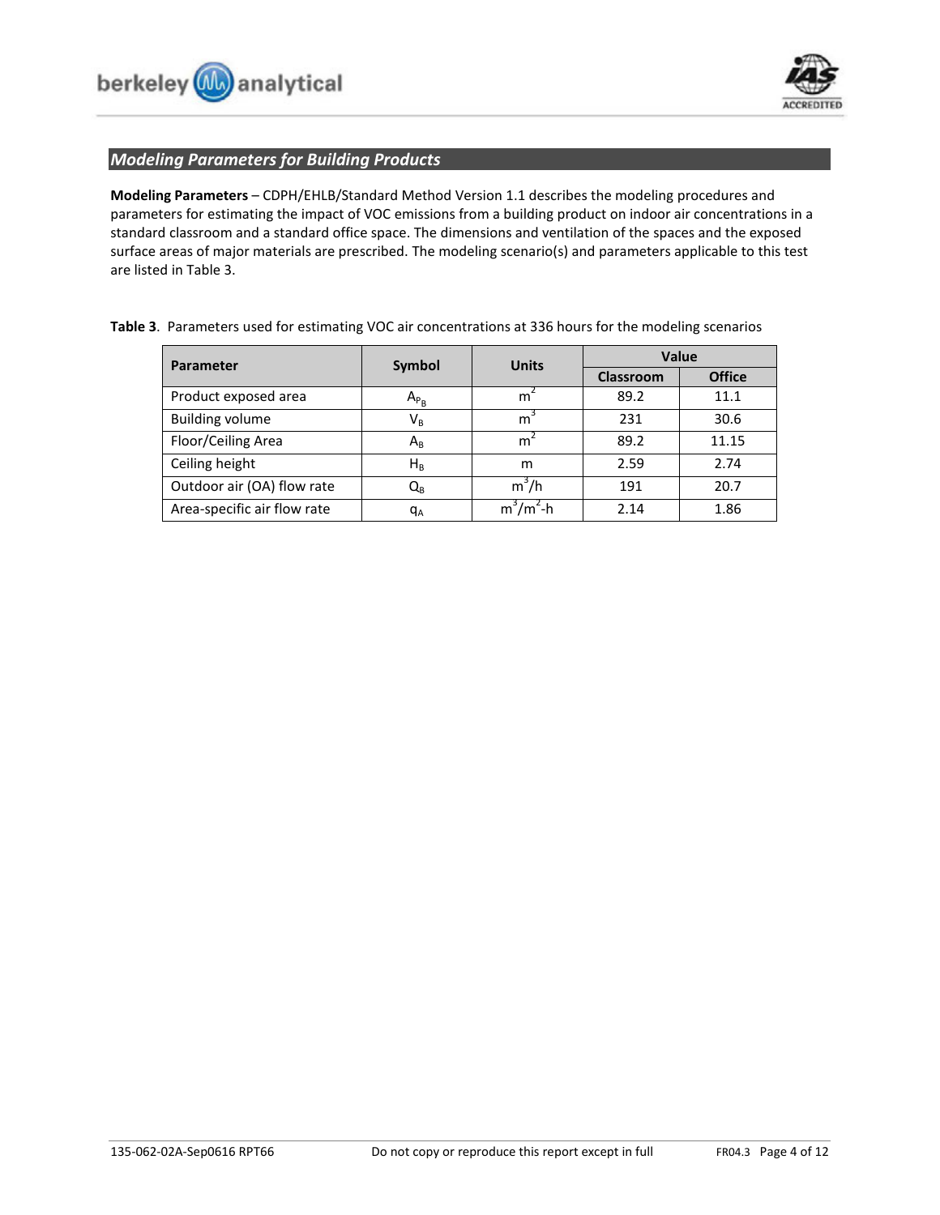## *Modeling Parameters for Building Products*

**Modeling Parameters** – CDPH/EHLB/Standard Method Version 1.1 describes the modeling procedures and parameters for estimating the impact of VOC emissions from a building product on indoor air concentrations in a standard classroom and a standard office space. The dimensions and ventilation of the spaces and the exposed surface areas of major materials are prescribed. The modeling scenario(s) and parameters applicable to this test are listed in Table 3.

**Table 3**. Parameters used for estimating VOC air concentrations at 336 hours for the modeling scenarios

| Parameter | Symbol | Units | Value | |
|---|---|---|---|---|
| | | | Classroom | Office |
| Product exposed area | $A_{P_B}$ | $m^2$ | 89.2 | 11.1 |
| Building volume | $V_B$ | $m^3$ | 231 | 30.6 |
| Floor/Ceiling Area | $A_B$ | $m^2$ | 89.2 | 11.15 |
| Ceiling height | $H_B$ | m | 2.59 | 2.74 |
| Outdoor air (OA) flow rate | $Q_B$ | $m^3/h$ | 191 | 20.7 |
| Area-specific air flow rate | $q_A$ | $m^3/m^2$-h | 2.14 | 1.86 |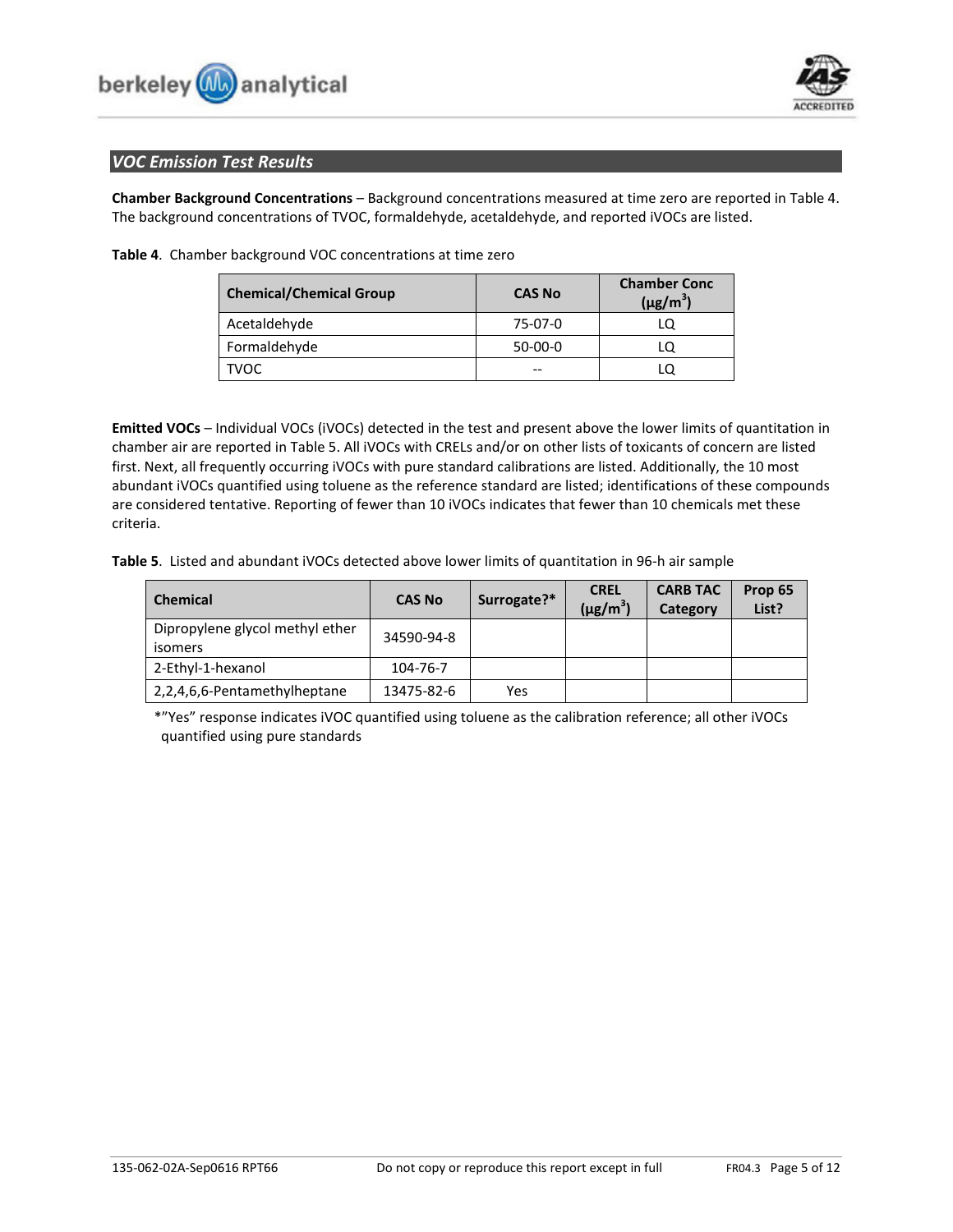## VOC Emission Test Results

**Chamber Background Concentrations** – Background concentrations measured at time zero are reported in Table 4. The background concentrations of TVOC, formaldehyde, acetaldehyde, and reported iVOCs are listed.

**Table 4**. Chamber background VOC concentrations at time zero

| Chemical/Chemical Group | CAS No | Chamber Conc ($\mu g/m^3$) |
|---|---|---|
| Acetaldehyde | 75-07-0 | LQ |
| Formaldehyde | 50-00-0 | LQ |
| TVOC | -- | LQ |

**Emitted VOCs** – Individual VOCs (iVOCs) detected in the test and present above the lower limits of quantitation in chamber air are reported in Table 5. All iVOCs with CRELs and/or on other lists of toxicants of concern are listed first. Next, all frequently occurring iVOCs with pure standard calibrations are listed. Additionally, the 10 most abundant iVOCs quantified using toluene as the reference standard are listed; identifications of these compounds are considered tentative. Reporting of fewer than 10 iVOCs indicates that fewer than 10 chemicals met these criteria.

**Table 5**. Listed and abundant iVOCs detected above lower limits of quantitation in 96-h air sample

| Chemical | CAS No | Surrogate?* | CREL ($\mu g/m^3$) | CARB TAC Category | Prop 65 List? |
|---|---|---|---|---|---|
| Dipropylene glycol methyl ether isomers | 34590-94-8 | | | | |
| 2-Ethyl-1-hexanol | 104-76-7 | | | | |
| 2,2,4,6,6-Pentamethylheptane | 13475-82-6 | Yes | | | |

*"Yes" response indicates iVOC quantified using toluene as the calibration reference; all other iVOCs quantified using pure standards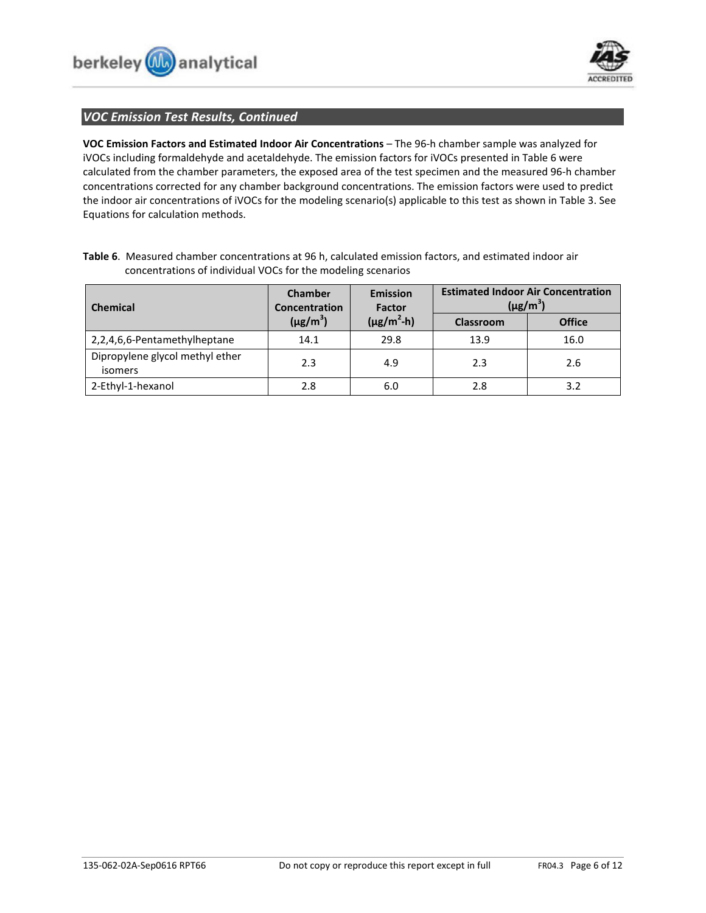## VOC Emission Test Results, Continued

**VOC Emission Factors and Estimated Indoor Air Concentrations** – The 96-h chamber sample was analyzed for iVOCs including formaldehyde and acetaldehyde. The emission factors for iVOCs presented in Table 6 were calculated from the chamber parameters, the exposed area of the test specimen and the measured 96-h chamber concentrations corrected for any chamber background concentrations. The emission factors were used to predict the indoor air concentrations of iVOCs for the modeling scenario(s) applicable to this test as shown in Table 3. See Equations for calculation methods.

**Table 6**. Measured chamber concentrations at 96 h, calculated emission factors, and estimated indoor air concentrations of individual VOCs for the modeling scenarios

| Chemical | Chamber Concentration ($\mu g/m^3$) | Emission Factor ($\mu g/m^2$-h) | Estimated Indoor Air Concentration ($\mu g/m^3$) | |
|---|---|---|---|---|
| | | | Classroom | Office |
| 2,2,4,6,6-Pentamethylheptane | 14.1 | 29.8 | 13.9 | 16.0 |
| Dipropylene glycol methyl ether isomers | 2.3 | 4.9 | 2.3 | 2.6 |
| 2-Ethyl-1-hexanol | 2.8 | 6.0 | 2.8 | 3.2 |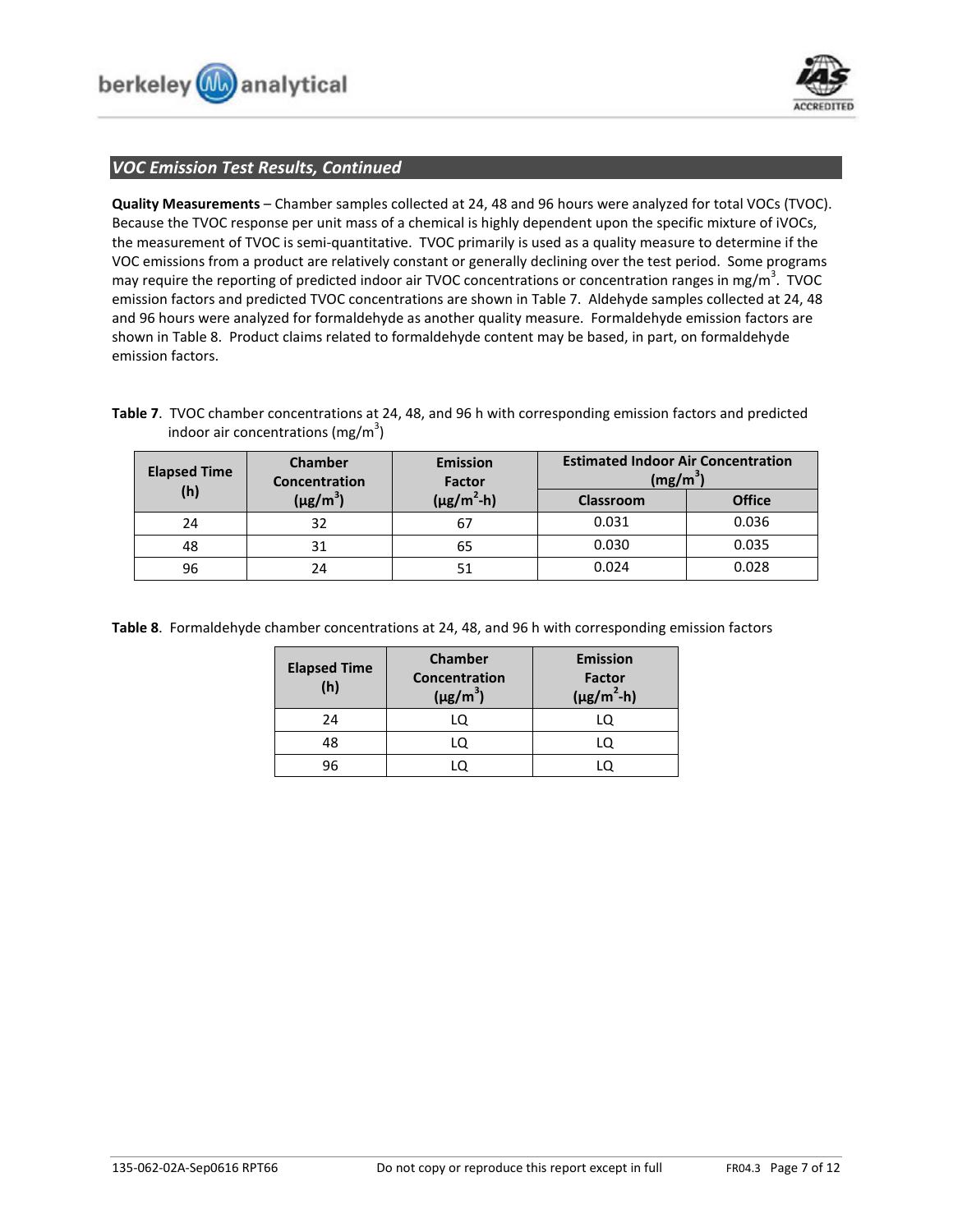## *VOC Emission Test Results, Continued*

**Quality Measurements** – Chamber samples collected at 24, 48 and 96 hours were analyzed for total VOCs (TVOC). Because the TVOC response per unit mass of a chemical is highly dependent upon the specific mixture of iVOCs, the measurement of TVOC is semi-quantitative. TVOC primarily is used as a quality measure to determine if the VOC emissions from a product are relatively constant or generally declining over the test period. Some programs may require the reporting of predicted indoor air TVOC concentrations or concentration ranges in mg/m$^3$. TVOC emission factors and predicted TVOC concentrations are shown in Table 7. Aldehyde samples collected at 24, 48 and 96 hours were analyzed for formaldehyde as another quality measure. Formaldehyde emission factors are shown in Table 8. Product claims related to formaldehyde content may be based, in part, on formaldehyde emission factors.

**Table 7**. TVOC chamber concentrations at 24, 48, and 96 h with corresponding emission factors and predicted indoor air concentrations (mg/m$^3$)

| Elapsed Time (h) | Chamber Concentration (µg/m$^3$) | Emission Factor (µg/m$^2$-h) | Estimated Indoor Air Concentration (mg/m$^3$) | |
|---|---|---|---|---|
| | | | Classroom | Office |
| 24 | 32 | 67 | 0.031 | 0.036 |
| 48 | 31 | 65 | 0.030 | 0.035 |
| 96 | 24 | 51 | 0.024 | 0.028 |

**Table 8**. Formaldehyde chamber concentrations at 24, 48, and 96 h with corresponding emission factors

| Elapsed Time (h) | Chamber Concentration (µg/m$^3$) | Emission Factor (µg/m$^2$-h) |
|---|---|---|
| 24 | LQ | LQ |
| 48 | LQ | LQ |
| 96 | LQ | LQ |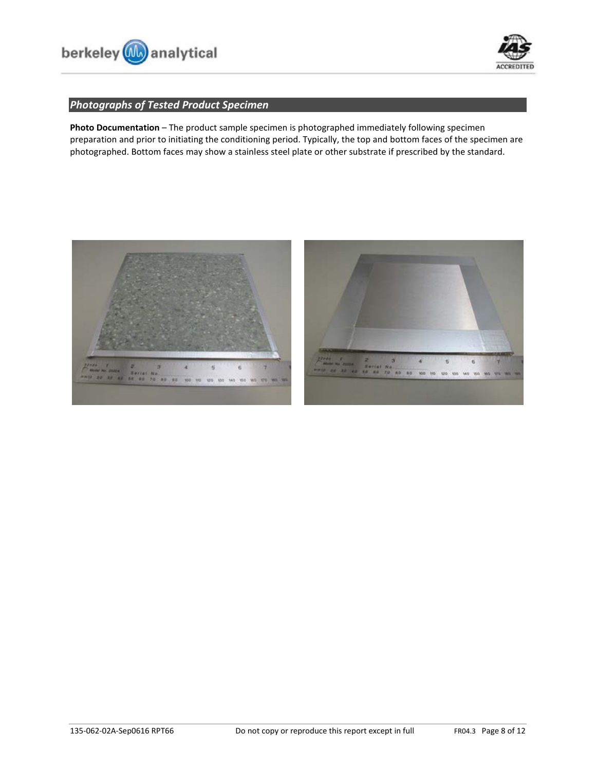## *Photographs of Tested Product Specimen*

**Photo Documentation** – The product sample specimen is photographed immediately following specimen preparation and prior to initiating the conditioning period. Typically, the top and bottom faces of the specimen are photographed. Bottom faces may show a stainless steel plate or other substrate if prescribed by the standard.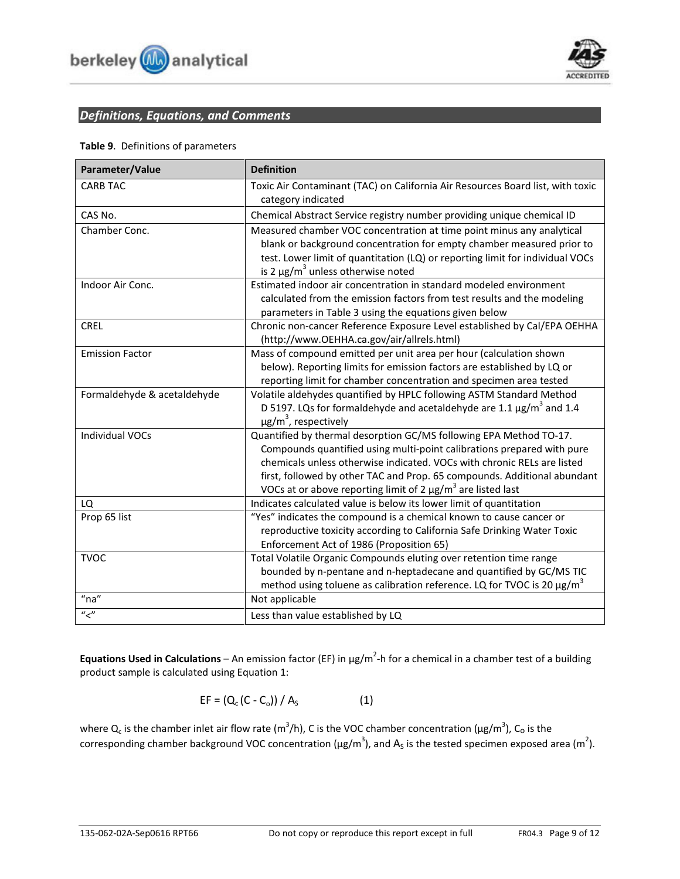## *Definitions, Equations, and Comments*

**Table 9**. Definitions of parameters

| Parameter/Value | Definition |
|---|---|
| CARB TAC | Toxic Air Contaminant (TAC) on California Air Resources Board list, with toxic category indicated |
| CAS No. | Chemical Abstract Service registry number providing unique chemical ID |
| Chamber Conc. | Measured chamber VOC concentration at time point minus any analytical blank or background concentration for empty chamber measured prior to test. Lower limit of quantitation (LQ) or reporting limit for individual VOCs is 2 µg/$m^3$ unless otherwise noted |
| Indoor Air Conc. | Estimated indoor air concentration in standard modeled environment calculated from the emission factors from test results and the modeling parameters in Table 3 using the equations given below |
| CREL | Chronic non-cancer Reference Exposure Level established by Cal/EPA OEHHA (http://www.OEHHA.ca.gov/air/allrels.html) |
| Emission Factor | Mass of compound emitted per unit area per hour (calculation shown below). Reporting limits for emission factors are established by LQ or reporting limit for chamber concentration and specimen area tested |
| Formaldehyde & acetaldehyde | Volatile aldehydes quantified by HPLC following ASTM Standard Method D 5197. LQs for formaldehyde and acetaldehyde are 1.1 µg/$m^3$ and 1.4 µg/$m^3$, respectively |
| Individual VOCs | Quantified by thermal desorption GC/MS following EPA Method TO-17. Compounds quantified using multi-point calibrations prepared with pure chemicals unless otherwise indicated. VOCs with chronic RELs are listed first, followed by other TAC and Prop. 65 compounds. Additional abundant VOCs at or above reporting limit of 2 µg/$m^3$ are listed last |
| LQ | Indicates calculated value is below its lower limit of quantitation |
| Prop 65 list | "Yes" indicates the compound is a chemical known to cause cancer or reproductive toxicity according to California Safe Drinking Water Toxic Enforcement Act of 1986 (Proposition 65) |
| TVOC | Total Volatile Organic Compounds eluting over retention time range bounded by n-pentane and n-heptadecane and quantified by GC/MS TIC method using toluene as calibration reference. LQ for TVOC is 20 µg/$m^3$ |
| "na" | Not applicable |
| "<" | Less than value established by LQ |

**Equations Used in Calculations** – An emission factor (EF) in µg/$m^2$-h for a chemical in a chamber test of a building product sample is calculated using Equation 1:

$$EF = (Q_c (C - C_o)) / A_S \qquad (1)$$

where $Q_c$ is the chamber inlet air flow rate ($m^3$/h), C is the VOC chamber concentration (µg/$m^3$), $C_O$ is the corresponding chamber background VOC concentration (µg/$m^3$), and $A_S$ is the tested specimen exposed area ($m^2$).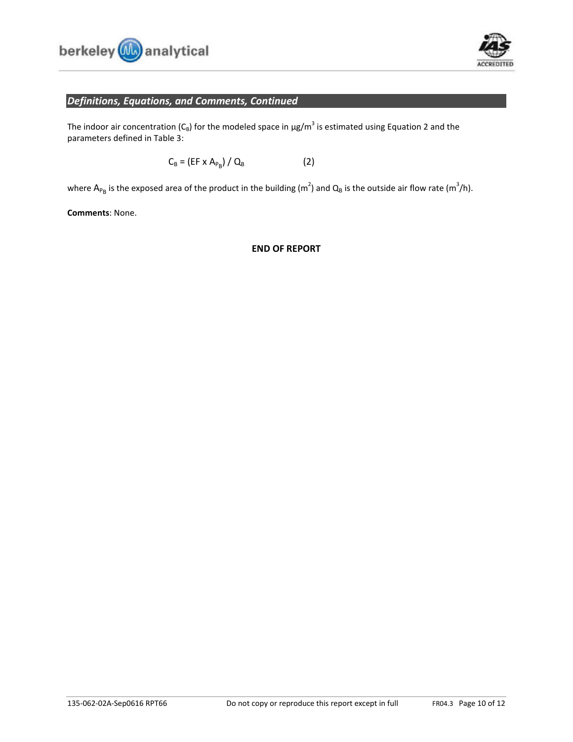## *Definitions, Equations, and Comments, Continued*

The indoor air concentration ($C_B$) for the modeled space in µg/m$^3$ is estimated using Equation 2 and the parameters defined in Table 3:

$$C_B = (EF \times A_{P_B}) / Q_B \qquad (2)$$

where $A_{P_B}$ is the exposed area of the product in the building (m$^2$) and $Q_B$ is the outside air flow rate (m$^3$/h).

**Comments**: None.

**END OF REPORT**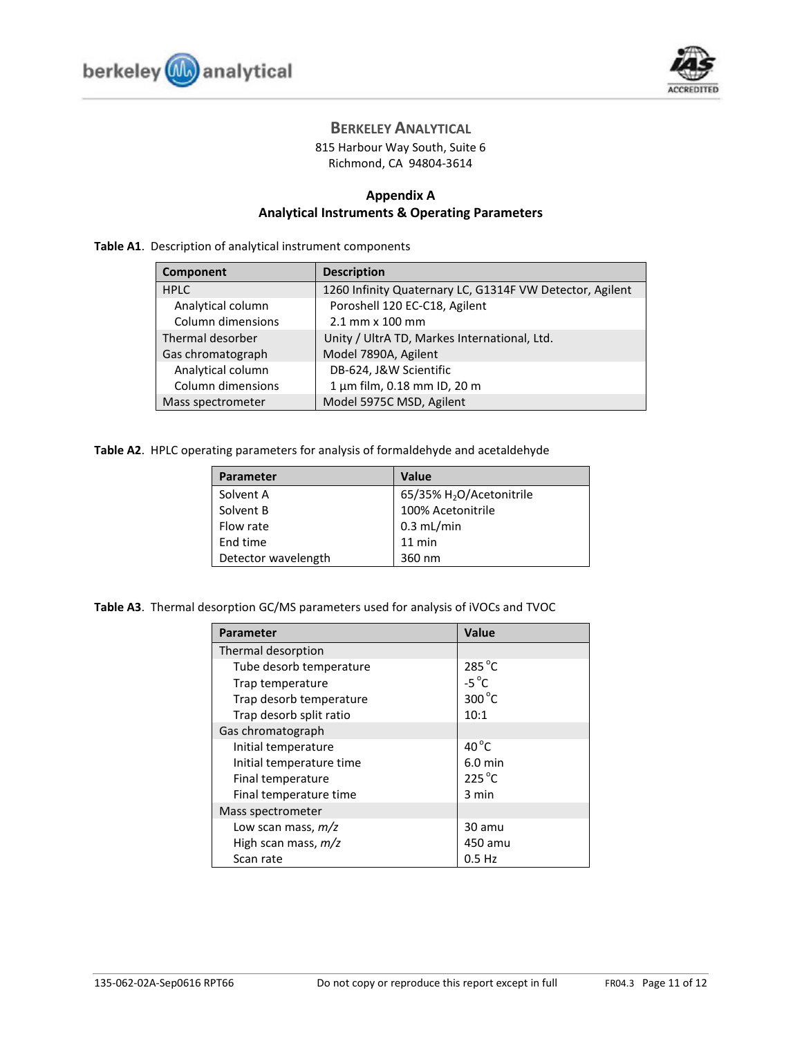**BERKELEY ANALYTICAL**
815 Harbour Way South, Suite 6
Richmond, CA 94804-3614

## Appendix A
## Analytical Instruments & Operating Parameters

**Table A1**. Description of analytical instrument components

| Component | Description |
|---|---|
| HPLC | 1260 Infinity Quaternary LC, G1314F VW Detector, Agilent |
| Analytical column | Poroshell 120 EC-C18, Agilent |
| Column dimensions | 2.1 mm x 100 mm |
| Thermal desorber | Unity / UltrA TD, Markes International, Ltd. |
| Gas chromatograph | Model 7890A, Agilent |
| Analytical column | DB-624, J&W Scientific |
| Column dimensions | 1 µm film, 0.18 mm ID, 20 m |
| Mass spectrometer | Model 5975C MSD, Agilent |

**Table A2**. HPLC operating parameters for analysis of formaldehyde and acetaldehyde

| Parameter | Value |
|---|---|
| Solvent A | 65/35% $H_2O$/Acetonitrile |
| Solvent B | 100% Acetonitrile |
| Flow rate | 0.3 mL/min |
| End time | 11 min |
| Detector wavelength | 360 nm |

**Table A3**. Thermal desorption GC/MS parameters used for analysis of iVOCs and TVOC

| Parameter | Value |
|---|---|
| Thermal desorption | |
| Tube desorb temperature | 285 °C |
| Trap temperature | -5 °C |
| Trap desorb temperature | 300 °C |
| Trap desorb split ratio | 10:1 |
| Gas chromatograph | |
| Initial temperature | 40 °C |
| Initial temperature time | 6.0 min |
| Final temperature | 225 °C |
| Final temperature time | 3 min |
| Mass spectrometer | |
| Low scan mass, *m/z* | 30 amu |
| High scan mass, *m/z* | 450 amu |
| Scan rate | 0.5 Hz |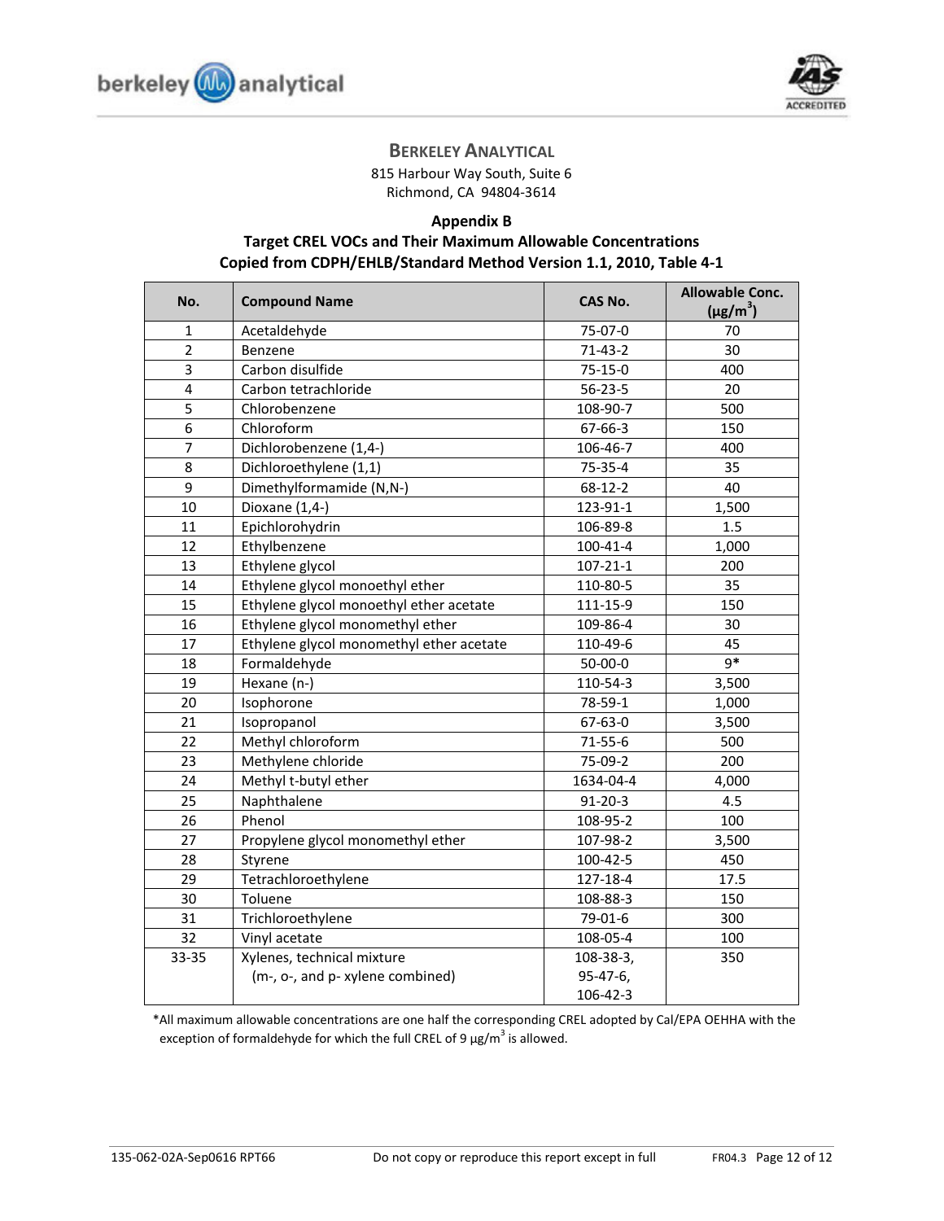## BERKELEY ANALYTICAL

815 Harbour Way South, Suite 6
Richmond, CA 94804-3614

### Appendix B
### Target CREL VOCs and Their Maximum Allowable Concentrations
### Copied from CDPH/EHLB/Standard Method Version 1.1, 2010, Table 4-1

| No. | Compound Name | CAS No. | Allowable Conc. (μg/m$^3$) |
|---|---|---|---|
| 1 | Acetaldehyde | 75-07-0 | 70 |
| 2 | Benzene | 71-43-2 | 30 |
| 3 | Carbon disulfide | 75-15-0 | 400 |
| 4 | Carbon tetrachloride | 56-23-5 | 20 |
| 5 | Chlorobenzene | 108-90-7 | 500 |
| 6 | Chloroform | 67-66-3 | 150 |
| 7 | Dichlorobenzene (1,4-) | 106-46-7 | 400 |
| 8 | Dichloroethylene (1,1) | 75-35-4 | 35 |
| 9 | Dimethylformamide (N,N-) | 68-12-2 | 40 |
| 10 | Dioxane (1,4-) | 123-91-1 | 1,500 |
| 11 | Epichlorohydrin | 106-89-8 | 1.5 |
| 12 | Ethylbenzene | 100-41-4 | 1,000 |
| 13 | Ethylene glycol | 107-21-1 | 200 |
| 14 | Ethylene glycol monoethyl ether | 110-80-5 | 35 |
| 15 | Ethylene glycol monoethyl ether acetate | 111-15-9 | 150 |
| 16 | Ethylene glycol monomethyl ether | 109-86-4 | 30 |
| 17 | Ethylene glycol monomethyl ether acetate | 110-49-6 | 45 |
| 18 | Formaldehyde | 50-00-0 | 9* |
| 19 | Hexane (n-) | 110-54-3 | 3,500 |
| 20 | Isophorone | 78-59-1 | 1,000 |
| 21 | Isopropanol | 67-63-0 | 3,500 |
| 22 | Methyl chloroform | 71-55-6 | 500 |
| 23 | Methylene chloride | 75-09-2 | 200 |
| 24 | Methyl t-butyl ether | 1634-04-4 | 4,000 |
| 25 | Naphthalene | 91-20-3 | 4.5 |
| 26 | Phenol | 108-95-2 | 100 |
| 27 | Propylene glycol monomethyl ether | 107-98-2 | 3,500 |
| 28 | Styrene | 100-42-5 | 450 |
| 29 | Tetrachloroethylene | 127-18-4 | 17.5 |
| 30 | Toluene | 108-88-3 | 150 |
| 31 | Trichloroethylene | 79-01-6 | 300 |
| 32 | Vinyl acetate | 108-05-4 | 100 |
| 33-35 | Xylenes, technical mixture (m-, o-, and p- xylene combined) | 108-38-3, 95-47-6, 106-42-3 | 350 |

*All maximum allowable concentrations are one half the corresponding CREL adopted by Cal/EPA OEHHA with the exception of formaldehyde for which the full CREL of 9 μg/m$^3$ is allowed.

135-062-02A-Sep0616 RPT66 Do not copy or reproduce this report except in full FR04.3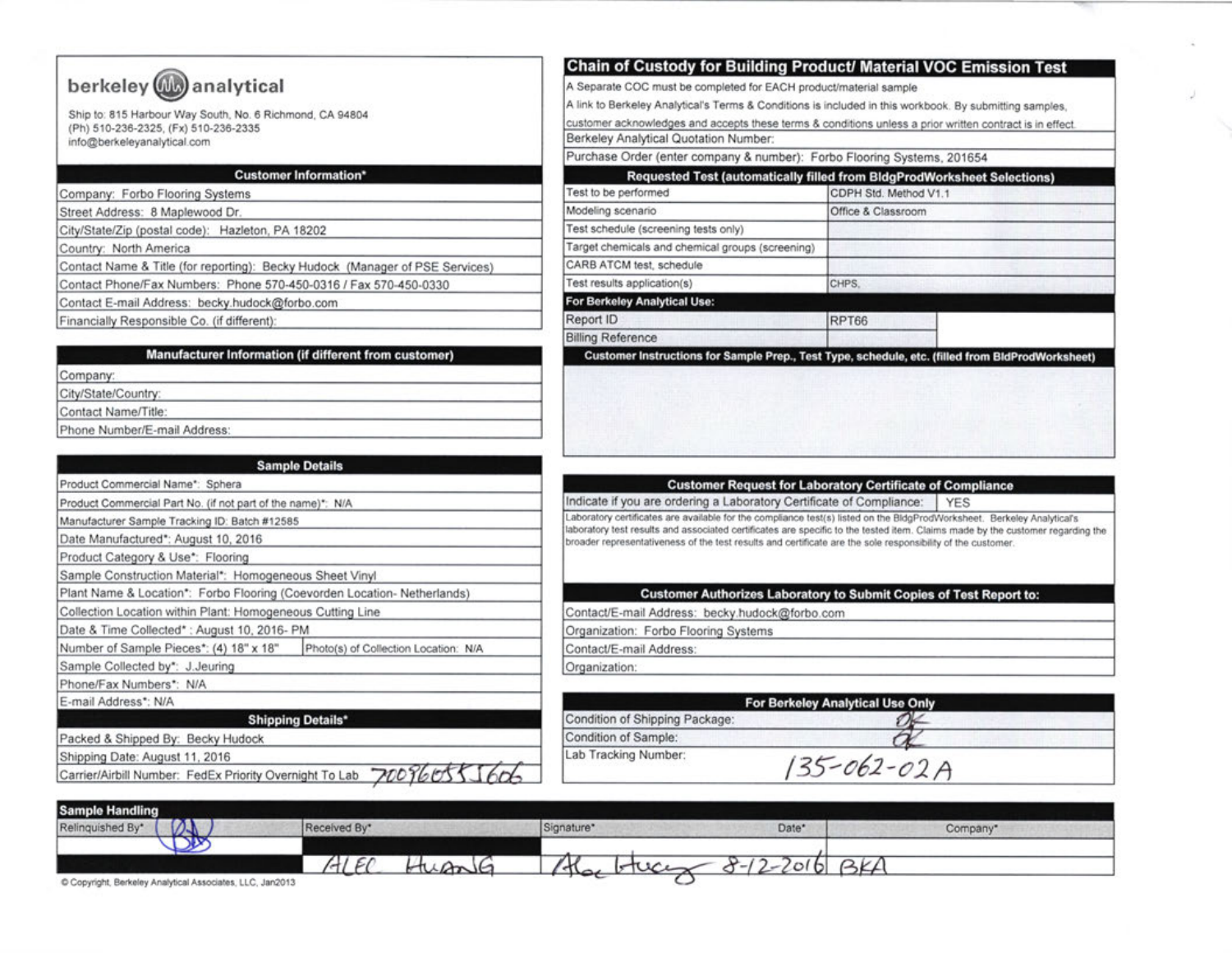**berkeley analytical**

Ship to: 815 Harbour Way South, No. 6 Richmond, CA 94804
(Ph) 510-236-2325, (Fx) 510-236-2335
info@berkeleyanalytical.com

| Customer Information* |
|---|
| Company: Forbo Flooring Systems |
| Street Address: 8 Maplewood Dr. |
| City/State/Zip (postal code): Hazleton, PA 18202 |
| Country: North America |
| Contact Name & Title (for reporting): Becky Hudock (Manager of PSE Services) |
| Contact Phone/Fax Numbers: Phone 570-450-0316 / Fax 570-450-0330 |
| Contact E-mail Address: becky.hudock@forbo.com |
| Financially Responsible Co. (if different): |

| Manufacturer Information (if different from customer) |
|---|
| Company: |
| City/State/Country: |
| Contact Name/Title: |
| Phone Number/E-mail Address: |

| Sample Details | |
|---|---|
| Product Commercial Name*: Sphera | |
| Product Commercial Part No. (if not part of the name)*: N/A | |
| Manufacturer Sample Tracking ID: Batch #12585 | |
| Date Manufactured*: August 10, 2016 | |
| Product Category & Use*: Flooring | |
| Sample Construction Material*: Homogeneous Sheet Vinyl | |
| Plant Name & Location*: Forbo Flooring (Coevorden Location- Netherlands) | |
| Collection Location within Plant: Homogeneous Cutting Line | |
| Date & Time Collected*: August 10, 2016- PM | |
| Number of Sample Pieces*: (4) 18" x 18" | Photo(s) of Collection Location: N/A |
| Sample Collected by*: J.Jeuring | |
| Phone/Fax Numbers*: N/A | |
| E-mail Address*: N/A | |

| Shipping Details* |
|---|
| Packed & Shipped By: Becky Hudock |
| Shipping Date: August 11, 2016 |
| Carrier/Airbill Number: FedEx Priority Overnight To Lab 700960555606 |

## Chain of Custody for Building Product/ Material VOC Emission Test

A Separate COC must be completed for EACH product/material sample

A link to Berkeley Analytical's Terms & Conditions is included in this workbook. By submitting samples, customer acknowledges and accepts these terms & conditions unless a prior written contract is in effect.

Berkeley Analytical Quotation Number:

Purchase Order (enter company & number): Forbo Flooring Systems, 201654

| Requested Test (automatically filled from BldgProdWorksheet Selections) | |
|---|---|
| Test to be performed | CDPH Std. Method V1.1 |
| Modeling scenario | Office & Classroom |
| Test schedule (screening tests only) | |
| Target chemicals and chemical groups (screening) | |
| CARB ATCM test, schedule | |
| Test results application(s) | CHPS, |
| **For Berkeley Analytical Use:** | |
| Report ID | RPT66 |
| Billing Reference | |

**Customer Instructions for Sample Prep., Test Type, schedule, etc. (filled from BldProdWorksheet)**

| Customer Request for Laboratory Certificate of Compliance | |
|---|---|
| Indicate if you are ordering a Laboratory Certificate of Compliance: | YES |

Laboratory certificates are available for the compliance test(s) listed on the BldgProdWorksheet. Berkeley Analytical's laboratory test results and associated certificates are specific to the tested item. Claims made by the customer regarding the broader representativeness of the test results and certificate are the sole responsibility of the customer.

| Customer Authorizes Laboratory to Submit Copies of Test Report to: |
|---|
| Contact/E-mail Address: becky.hudock@forbo.com |
| Organization: Forbo Flooring Systems |
| Contact/E-mail Address: |
| Organization: |

| For Berkeley Analytical Use Only | |
|---|---|
| Condition of Shipping Package: | OK |
| Condition of Sample: | OK |
| Lab Tracking Number: | 135-062-02A |

**Sample Handling**

| Relinquished By* | Received By* | Signature* | Date* | Company* |
|---|---|---|---|---|
| BH | ALEC HUANG | Alec Huang | 8-12-2016 | BEA |

© Copyright, Berkeley Analytical Associates, LLC, Jan2013